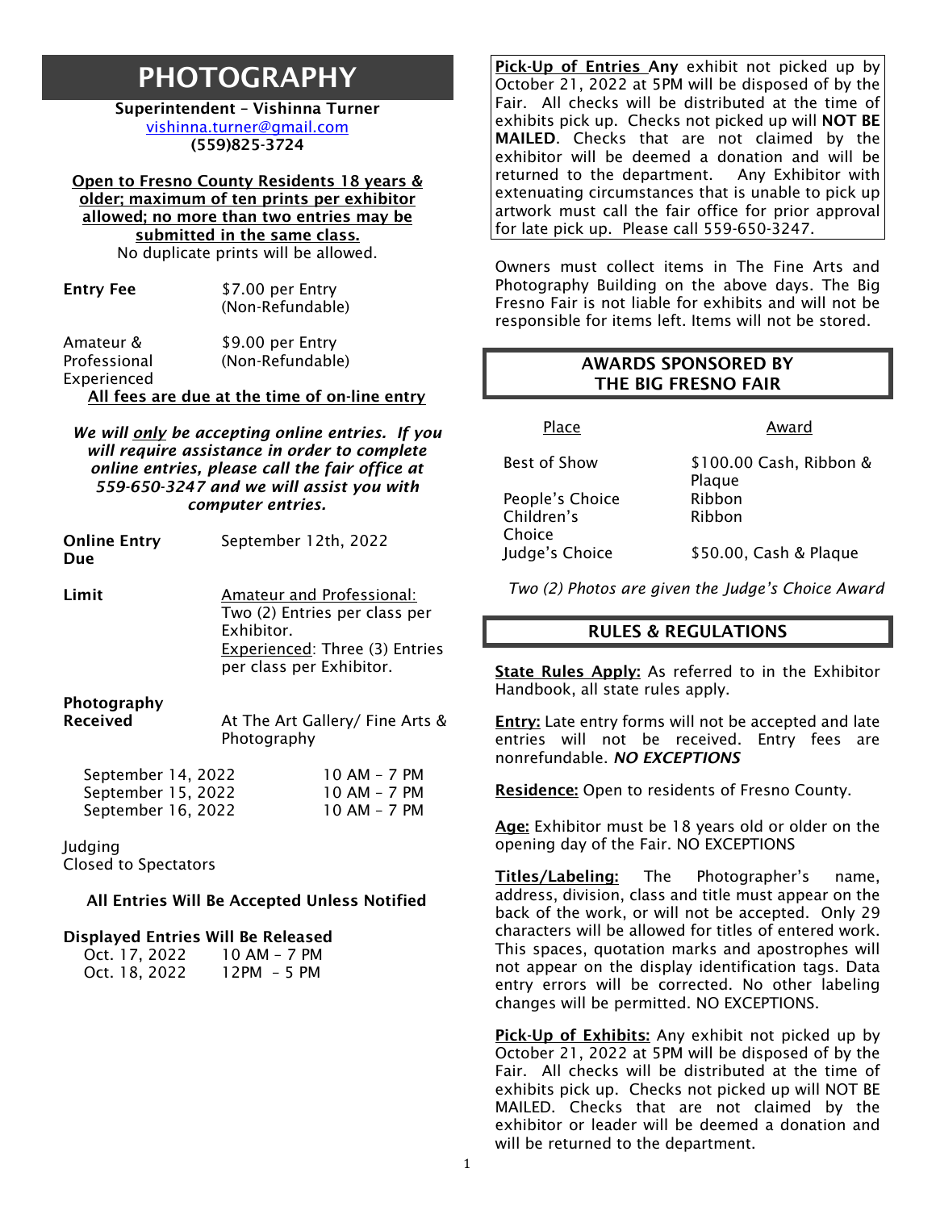# PHOTOGRAPHY

**Superintendent – Vishinna Turner**
vishinna.turner@gmail.com
**(559)825-3724**

**Open to Fresno County Residents 18 years & older; maximum of ten prints per exhibitor allowed; no more than two entries may be submitted in the same class.**
No duplicate prints will be allowed.

| | |
|---|---|
| **Entry Fee** | $7.00 per Entry (Non-Refundable) |
| Amateur & Professional Experienced | $9.00 per Entry (Non-Refundable) |

**All fees are due at the time of on-line entry**

***We will only be accepting online entries. If you will require assistance in order to complete online entries, please call the fair office at 559-650-3247 and we will assist you with computer entries.***

| | |
|---|---|
| **Online Entry Due** | September 12th, 2022 |
| **Limit** | Amateur and Professional: Two (2) Entries per class per Exhibitor. Experienced: Three (3) Entries per class per Exhibitor. |
| **Photography Received** | At The Art Gallery/ Fine Arts & Photography |

| | |
|---|---|
| September 14, 2022 | 10 AM – 7 PM |
| September 15, 2022 | 10 AM – 7 PM |
| September 16, 2022 | 10 AM – 7 PM |

Judging
Closed to Spectators

**All Entries Will Be Accepted Unless Notified**

**Displayed Entries Will Be Released**

| | |
|---|---|
| Oct. 17, 2022 | 10 AM – 7 PM |
| Oct. 18, 2022 | 12PM – 5 PM |

**Pick-Up of Entries Any** exhibit not picked up by October 21, 2022 at 5PM will be disposed of by the Fair. All checks will be distributed at the time of exhibits pick up. Checks not picked up will **NOT BE MAILED**. Checks that are not claimed by the exhibitor will be deemed a donation and will be returned to the department. Any Exhibitor with extenuating circumstances that is unable to pick up artwork must call the fair office for prior approval for late pick up. Please call 559-650-3247.

Owners must collect items in The Fine Arts and Photography Building on the above days. The Big Fresno Fair is not liable for exhibits and will not be responsible for items left. Items will not be stored.

## AWARDS SPONSORED BY THE BIG FRESNO FAIR

| Place | Award |
|---|---|
| Best of Show | $100.00 Cash, Ribbon & Plaque |
| People's Choice | Ribbon |
| Children's Choice | Ribbon |
| Judge's Choice | $50.00, Cash & Plaque |

*Two (2) Photos are given the Judge's Choice Award*

## RULES & REGULATIONS

**State Rules Apply:** As referred to in the Exhibitor Handbook, all state rules apply.

**Entry:** Late entry forms will not be accepted and late entries will not be received. Entry fees are nonrefundable. ***NO EXCEPTIONS***

**Residence:** Open to residents of Fresno County.

**Age:** Exhibitor must be 18 years old or older on the opening day of the Fair. NO EXCEPTIONS

**Titles/Labeling:** The Photographer's name, address, division, class and title must appear on the back of the work, or will not be accepted. Only 29 characters will be allowed for titles of entered work. This spaces, quotation marks and apostrophes will not appear on the display identification tags. Data entry errors will be corrected. No other labeling changes will be permitted. NO EXCEPTIONS.

**Pick-Up of Exhibits:** Any exhibit not picked up by October 21, 2022 at 5PM will be disposed of by the Fair. All checks will be distributed at the time of exhibits pick up. Checks not picked up will NOT BE MAILED. Checks that are not claimed by the exhibitor or leader will be deemed a donation and will be returned to the department.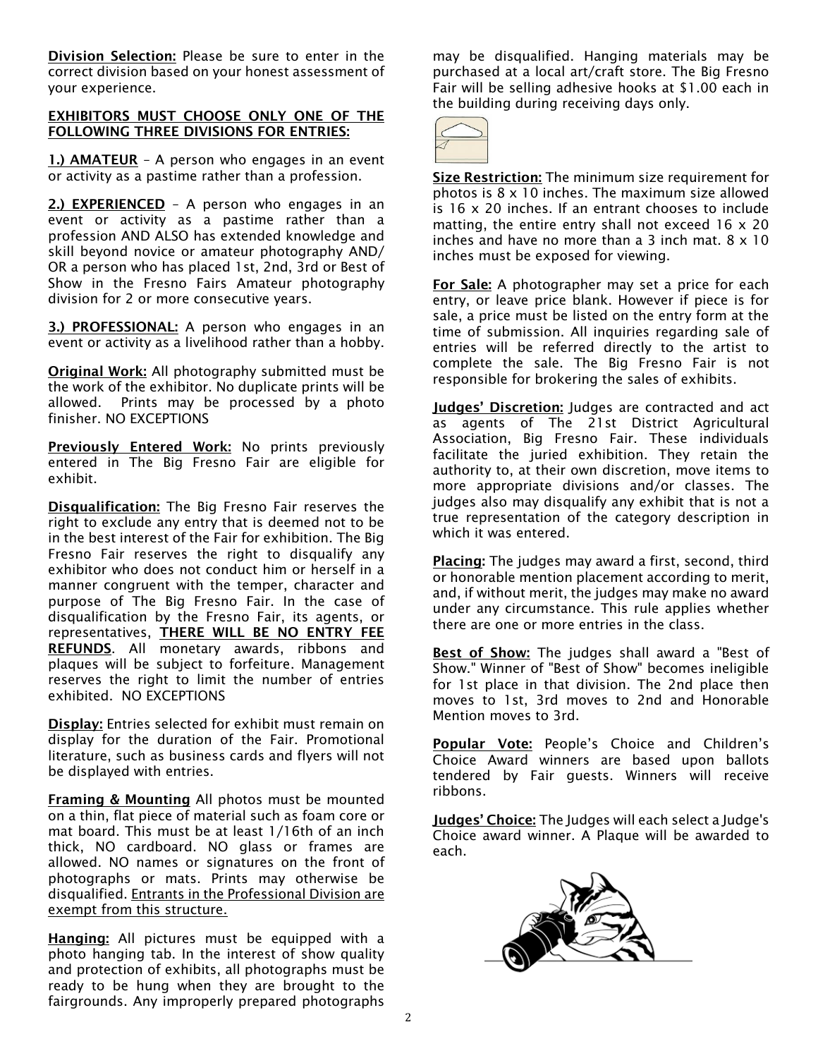**Division Selection:** Please be sure to enter in the correct division based on your honest assessment of your experience.

**EXHIBITORS MUST CHOOSE ONLY ONE OF THE FOLLOWING THREE DIVISIONS FOR ENTRIES:**

**1.) AMATEUR** – A person who engages in an event or activity as a pastime rather than a profession.

**2.) EXPERIENCED** – A person who engages in an event or activity as a pastime rather than a profession AND ALSO has extended knowledge and skill beyond novice or amateur photography AND/ OR a person who has placed 1st, 2nd, 3rd or Best of Show in the Fresno Fairs Amateur photography division for 2 or more consecutive years.

**3.) PROFESSIONAL:** A person who engages in an event or activity as a livelihood rather than a hobby.

**Original Work:** All photography submitted must be the work of the exhibitor. No duplicate prints will be allowed. Prints may be processed by a photo finisher. NO EXCEPTIONS

**Previously Entered Work:** No prints previously entered in The Big Fresno Fair are eligible for exhibit.

**Disqualification:** The Big Fresno Fair reserves the right to exclude any entry that is deemed not to be in the best interest of the Fair for exhibition. The Big Fresno Fair reserves the right to disqualify any exhibitor who does not conduct him or herself in a manner congruent with the temper, character and purpose of The Big Fresno Fair. In the case of disqualification by the Fresno Fair, its agents, or representatives, **THERE WILL BE NO ENTRY FEE REFUNDS**. All monetary awards, ribbons and plaques will be subject to forfeiture. Management reserves the right to limit the number of entries exhibited. NO EXCEPTIONS

**Display:** Entries selected for exhibit must remain on display for the duration of the Fair. Promotional literature, such as business cards and flyers will not be displayed with entries.

**Framing & Mounting** All photos must be mounted on a thin, flat piece of material such as foam core or mat board. This must be at least 1/16th of an inch thick, NO cardboard. NO glass or frames are allowed. NO names or signatures on the front of photographs or mats. Prints may otherwise be disqualified. Entrants in the Professional Division are exempt from this structure.

**Hanging:** All pictures must be equipped with a photo hanging tab. In the interest of show quality and protection of exhibits, all photographs must be ready to be hung when they are brought to the fairgrounds. Any improperly prepared photographs may be disqualified. Hanging materials may be purchased at a local art/craft store. The Big Fresno Fair will be selling adhesive hooks at $1.00 each in the building during receiving days only.

**Size Restriction:** The minimum size requirement for photos is 8 x 10 inches. The maximum size allowed is 16 x 20 inches. If an entrant chooses to include matting, the entire entry shall not exceed 16 x 20 inches and have no more than a 3 inch mat. 8 x 10 inches must be exposed for viewing.

**For Sale:** A photographer may set a price for each entry, or leave price blank. However if piece is for sale, a price must be listed on the entry form at the time of submission. All inquiries regarding sale of entries will be referred directly to the artist to complete the sale. The Big Fresno Fair is not responsible for brokering the sales of exhibits.

**Judges' Discretion:** Judges are contracted and act as agents of The 21st District Agricultural Association, Big Fresno Fair. These individuals facilitate the juried exhibition. They retain the authority to, at their own discretion, move items to more appropriate divisions and/or classes. The judges also may disqualify any exhibit that is not a true representation of the category description in which it was entered.

**Placing:** The judges may award a first, second, third or honorable mention placement according to merit, and, if without merit, the judges may make no award under any circumstance. This rule applies whether there are one or more entries in the class.

**Best of Show:** The judges shall award a "Best of Show." Winner of "Best of Show" becomes ineligible for 1st place in that division. The 2nd place then moves to 1st, 3rd moves to 2nd and Honorable Mention moves to 3rd.

**Popular Vote:** People's Choice and Children's Choice Award winners are based upon ballots tendered by Fair guests. Winners will receive ribbons.

**Judges' Choice:** The Judges will each select a Judge's Choice award winner. A Plaque will be awarded to each.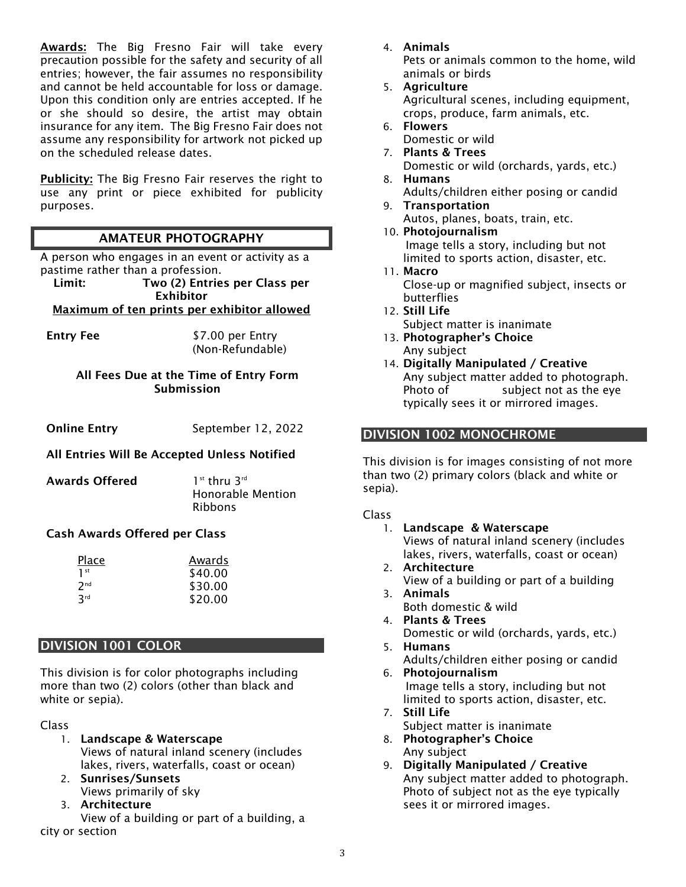**Awards:** The Big Fresno Fair will take every precaution possible for the safety and security of all entries; however, the fair assumes no responsibility and cannot be held accountable for loss or damage. Upon this condition only are entries accepted. If he or she should so desire, the artist may obtain insurance for any item. The Big Fresno Fair does not assume any responsibility for artwork not picked up on the scheduled release dates.

**Publicity:** The Big Fresno Fair reserves the right to use any print or piece exhibited for publicity purposes.

## AMATEUR PHOTOGRAPHY

A person who engages in an event or activity as a pastime rather than a profession.

**Limit: Two (2) Entries per Class per Exhibitor**

**Maximum of ten prints per exhibitor allowed**

**Entry Fee** $7.00 per Entry (Non-Refundable)

**All Fees Due at the Time of Entry Form Submission**

**Online Entry** September 12, 2022

**All Entries Will Be Accepted Unless Notified**

**Awards Offered** 1st thru 3rd Honorable Mention Ribbons

**Cash Awards Offered per Class**

| Place | Awards |
|---|---|
| 1st | $40.00 |
| 2nd | $30.00 |
| 3rd | $20.00 |

## DIVISION 1001 COLOR

This division is for color photographs including more than two (2) colors (other than black and white or sepia).

Class

1. **Landscape & Waterscape**
   Views of natural inland scenery (includes lakes, rivers, waterfalls, coast or ocean)
2. **Sunrises/Sunsets**
   Views primarily of sky
3. **Architecture**
   View of a building or part of a building, a city or section
4. **Animals**
   Pets or animals common to the home, wild animals or birds
5. **Agriculture**
   Agricultural scenes, including equipment, crops, produce, farm animals, etc.
6. **Flowers**
   Domestic or wild
7. **Plants & Trees**
   Domestic or wild (orchards, yards, etc.)
8. **Humans**
   Adults/children either posing or candid
9. **Transportation**
   Autos, planes, boats, train, etc.
10. **Photojournalism**
    Image tells a story, including but not limited to sports action, disaster, etc.
11. **Macro**
    Close-up or magnified subject, insects or butterflies
12. **Still Life**
    Subject matter is inanimate
13. **Photographer's Choice**
    Any subject
14. **Digitally Manipulated / Creative**
    Any subject matter added to photograph. Photo of subject not as the eye typically sees it or mirrored images.

## DIVISION 1002 MONOCHROME

This division is for images consisting of not more than two (2) primary colors (black and white or sepia).

Class

1. **Landscape & Waterscape**
   Views of natural inland scenery (includes lakes, rivers, waterfalls, coast or ocean)
2. **Architecture**
   View of a building or part of a building
3. **Animals**
   Both domestic & wild
4. **Plants & Trees**
   Domestic or wild (orchards, yards, etc.)
5. **Humans**
   Adults/children either posing or candid
6. **Photojournalism**
   Image tells a story, including but not limited to sports action, disaster, etc.
7. **Still Life**
   Subject matter is inanimate
8. **Photographer's Choice**
   Any subject
9. **Digitally Manipulated / Creative**
   Any subject matter added to photograph. Photo of subject not as the eye typically sees it or mirrored images.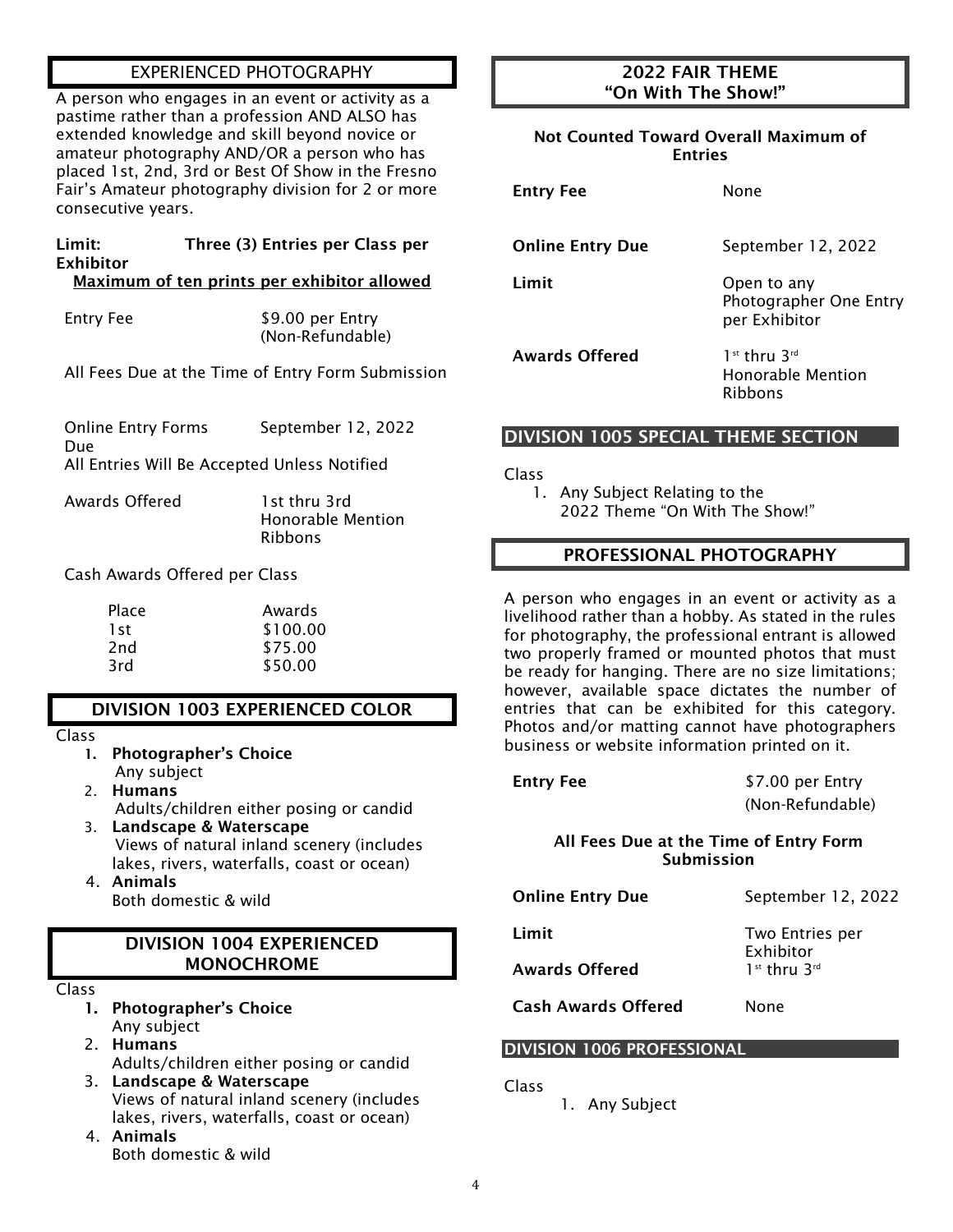## EXPERIENCED PHOTOGRAPHY

A person who engages in an event or activity as a pastime rather than a profession AND ALSO has extended knowledge and skill beyond novice or amateur photography AND/OR a person who has placed 1st, 2nd, 3rd or Best Of Show in the Fresno Fair's Amateur photography division for 2 or more consecutive years.

**Limit: Three (3) Entries per Class per Exhibitor**

**Maximum of ten prints per exhibitor allowed**

| | |
|---|---|
| Entry Fee | $9.00 per Entry (Non-Refundable) |

All Fees Due at the Time of Entry Form Submission

| | |
|---|---|
| Online Entry Forms Due | September 12, 2022 |

All Entries Will Be Accepted Unless Notified

| | |
|---|---|
| Awards Offered | 1st thru 3rd Honorable Mention Ribbons |

Cash Awards Offered per Class

| Place | Awards |
|---|---|
| 1st | $100.00 |
| 2nd | $75.00 |
| 3rd | $50.00 |

## DIVISION 1003 EXPERIENCED COLOR

Class

1. **Photographer's Choice**
   Any subject
2. **Humans**
   Adults/children either posing or candid
3. **Landscape & Waterscape**
   Views of natural inland scenery (includes lakes, rivers, waterfalls, coast or ocean)
4. **Animals**
   Both domestic & wild

## DIVISION 1004 EXPERIENCED MONOCHROME

Class

1. **Photographer's Choice**
   Any subject
2. **Humans**
   Adults/children either posing or candid
3. **Landscape & Waterscape**
   Views of natural inland scenery (includes lakes, rivers, waterfalls, coast or ocean)
4. **Animals**
   Both domestic & wild

## 2022 FAIR THEME "On With The Show!"

**Not Counted Toward Overall Maximum of Entries**

| | |
|---|---|
| **Entry Fee** | None |
| **Online Entry Due** | September 12, 2022 |
| **Limit** | Open to any Photographer One Entry per Exhibitor |
| **Awards Offered** | 1st thru 3rd Honorable Mention Ribbons |

## DIVISION 1005 SPECIAL THEME SECTION

Class

1. Any Subject Relating to the 2022 Theme "On With The Show!"

## PROFESSIONAL PHOTOGRAPHY

A person who engages in an event or activity as a livelihood rather than a hobby. As stated in the rules for photography, the professional entrant is allowed two properly framed or mounted photos that must be ready for hanging. There are no size limitations; however, available space dictates the number of entries that can be exhibited for this category. Photos and/or matting cannot have photographers business or website information printed on it.

| | |
|---|---|
| **Entry Fee** | $7.00 per Entry (Non-Refundable) |

**All Fees Due at the Time of Entry Form Submission**

| | |
|---|---|
| **Online Entry Due** | September 12, 2022 |
| **Limit** | Two Entries per Exhibitor |
| **Awards Offered** | 1st thru 3rd |
| **Cash Awards Offered** | None |

## DIVISION 1006 PROFESSIONAL

Class

1. Any Subject